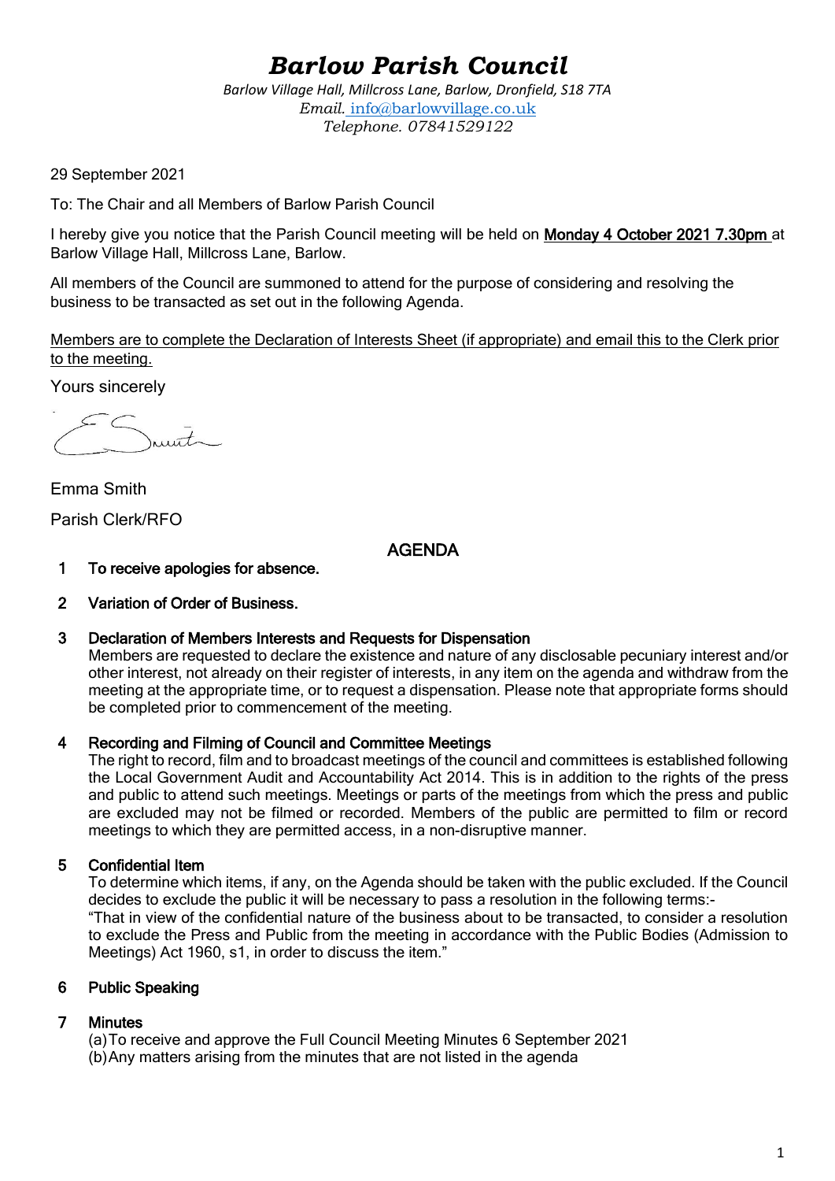# *Barlow Parish Council*

*Barlow Village Hall, Millcross Lane, Barlow, Dronfield, S18 7TA*
*Email.* info@barlowvillage.co.uk
*Telephone. 07841529122*

29 September 2021

To: The Chair and all Members of Barlow Parish Council

I hereby give you notice that the Parish Council meeting will be held on **Monday 4 October 2021 7.30pm** at Barlow Village Hall, Millcross Lane, Barlow.

All members of the Council are summoned to attend for the purpose of considering and resolving the business to be transacted as set out in the following Agenda.

Members are to complete the Declaration of Interests Sheet (if appropriate) and email this to the Clerk prior to the meeting.

Yours sincerely

Emma Smith

Parish Clerk/RFO

## AGENDA

**1 To receive apologies for absence.**

**2 Variation of Order of Business.**

**3 Declaration of Members Interests and Requests for Dispensation**

Members are requested to declare the existence and nature of any disclosable pecuniary interest and/or other interest, not already on their register of interests, in any item on the agenda and withdraw from the meeting at the appropriate time, or to request a dispensation. Please note that appropriate forms should be completed prior to commencement of the meeting.

**4 Recording and Filming of Council and Committee Meetings**

The right to record, film and to broadcast meetings of the council and committees is established following the Local Government Audit and Accountability Act 2014. This is in addition to the rights of the press and public to attend such meetings. Meetings or parts of the meetings from which the press and public are excluded may not be filmed or recorded. Members of the public are permitted to film or record meetings to which they are permitted access, in a non-disruptive manner.

**5 Confidential Item**

To determine which items, if any, on the Agenda should be taken with the public excluded. If the Council decides to exclude the public it will be necessary to pass a resolution in the following terms:-

"That in view of the confidential nature of the business about to be transacted, to consider a resolution to exclude the Press and Public from the meeting in accordance with the Public Bodies (Admission to Meetings) Act 1960, s1, in order to discuss the item."

**6 Public Speaking**

**7 Minutes**

(a) To receive and approve the Full Council Meeting Minutes 6 September 2021
(b) Any matters arising from the minutes that are not listed in the agenda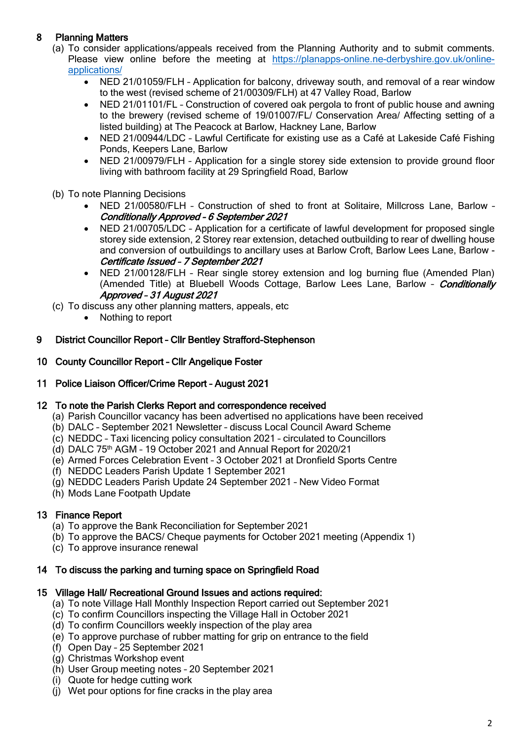## 8 Planning Matters

(a) To consider applications/appeals received from the Planning Authority and to submit comments. Please view online before the meeting at [https://planapps-online.ne-derbyshire.gov.uk/online-applications/](https://planapps-online.ne-derbyshire.gov.uk/online-applications/)

- NED 21/01059/FLH – Application for balcony, driveway south, and removal of a rear window to the west (revised scheme of 21/00309/FLH) at 47 Valley Road, Barlow
- NED 21/01101/FL – Construction of covered oak pergola to front of public house and awning to the brewery (revised scheme of 19/01007/FL/ Conservation Area/ Affecting setting of a listed building) at The Peacock at Barlow, Hackney Lane, Barlow
- NED 21/00944/LDC – Lawful Certificate for existing use as a Café at Lakeside Café Fishing Ponds, Keepers Lane, Barlow
- NED 21/00979/FLH – Application for a single storey side extension to provide ground floor living with bathroom facility at 29 Springfield Road, Barlow

(b) To note Planning Decisions

- NED 21/00580/FLH – Construction of shed to front at Solitaire, Millcross Lane, Barlow – ***Conditionally Approved – 6 September 2021***
- NED 21/00705/LDC – Application for a certificate of lawful development for proposed single storey side extension, 2 Storey rear extension, detached outbuilding to rear of dwelling house and conversion of outbuildings to ancillary uses at Barlow Croft, Barlow Lees Lane, Barlow - ***Certificate Issued – 7 September 2021***
- NED 21/00128/FLH – Rear single storey extension and log burning flue (Amended Plan) (Amended Title) at Bluebell Woods Cottage, Barlow Lees Lane, Barlow – ***Conditionally Approved – 31 August 2021***

(c) To discuss any other planning matters, appeals, etc

- Nothing to report

## 9 District Councillor Report – Cllr Bentley Strafford-Stephenson

## 10 County Councillor Report – Cllr Angelique Foster

## 11 Police Liaison Officer/Crime Report – August 2021

## 12 To note the Parish Clerks Report and correspondence received

(a) Parish Councillor vacancy has been advertised no applications have been received
(b) DALC – September 2021 Newsletter – discuss Local Council Award Scheme
(c) NEDDC – Taxi licencing policy consultation 2021 – circulated to Councillors
(d) DALC 75th AGM – 19 October 2021 and Annual Report for 2020/21
(e) Armed Forces Celebration Event – 3 October 2021 at Dronfield Sports Centre
(f) NEDDC Leaders Parish Update 1 September 2021
(g) NEDDC Leaders Parish Update 24 September 2021 – New Video Format
(h) Mods Lane Footpath Update

## 13 Finance Report

(a) To approve the Bank Reconciliation for September 2021
(b) To approve the BACS/ Cheque payments for October 2021 meeting (Appendix 1)
(c) To approve insurance renewal

## 14 To discuss the parking and turning space on Springfield Road

## 15 Village Hall/ Recreational Ground Issues and actions required:

(a) To note Village Hall Monthly Inspection Report carried out September 2021
(c) To confirm Councillors inspecting the Village Hall in October 2021
(d) To confirm Councillors weekly inspection of the play area
(e) To approve purchase of rubber matting for grip on entrance to the field
(f) Open Day – 25 September 2021
(g) Christmas Workshop event
(h) User Group meeting notes – 20 September 2021
(i) Quote for hedge cutting work
(j) Wet pour options for fine cracks in the play area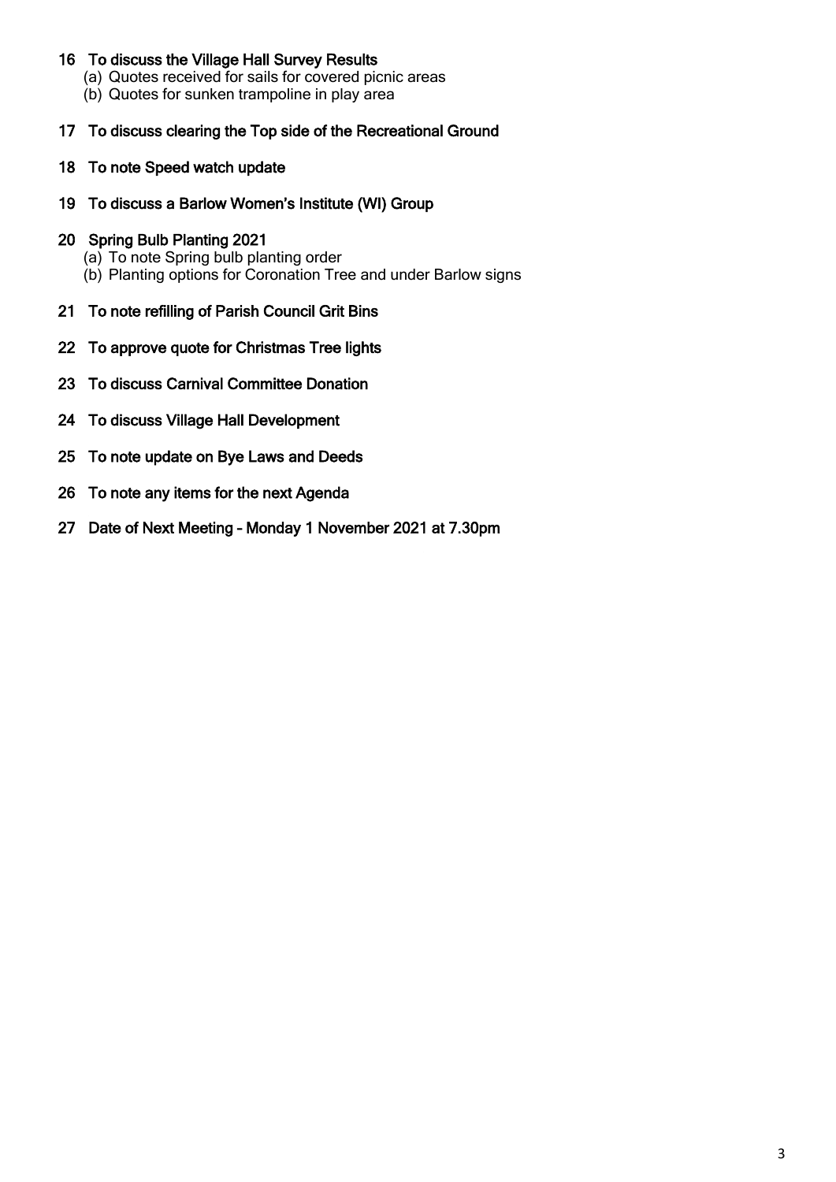16 **To discuss the Village Hall Survey Results**
   (a) Quotes received for sails for covered picnic areas
   (b) Quotes for sunken trampoline in play area

17 **To discuss clearing the Top side of the Recreational Ground**

18 **To note Speed watch update**

19 **To discuss a Barlow Women's Institute (WI) Group**

20 **Spring Bulb Planting 2021**
   (a) To note Spring bulb planting order
   (b) Planting options for Coronation Tree and under Barlow signs

21 **To note refilling of Parish Council Grit Bins**

22 **To approve quote for Christmas Tree lights**

23 **To discuss Carnival Committee Donation**

24 **To discuss Village Hall Development**

25 **To note update on Bye Laws and Deeds**

26 **To note any items for the next Agenda**

27 **Date of Next Meeting – Monday 1 November 2021 at 7.30pm**